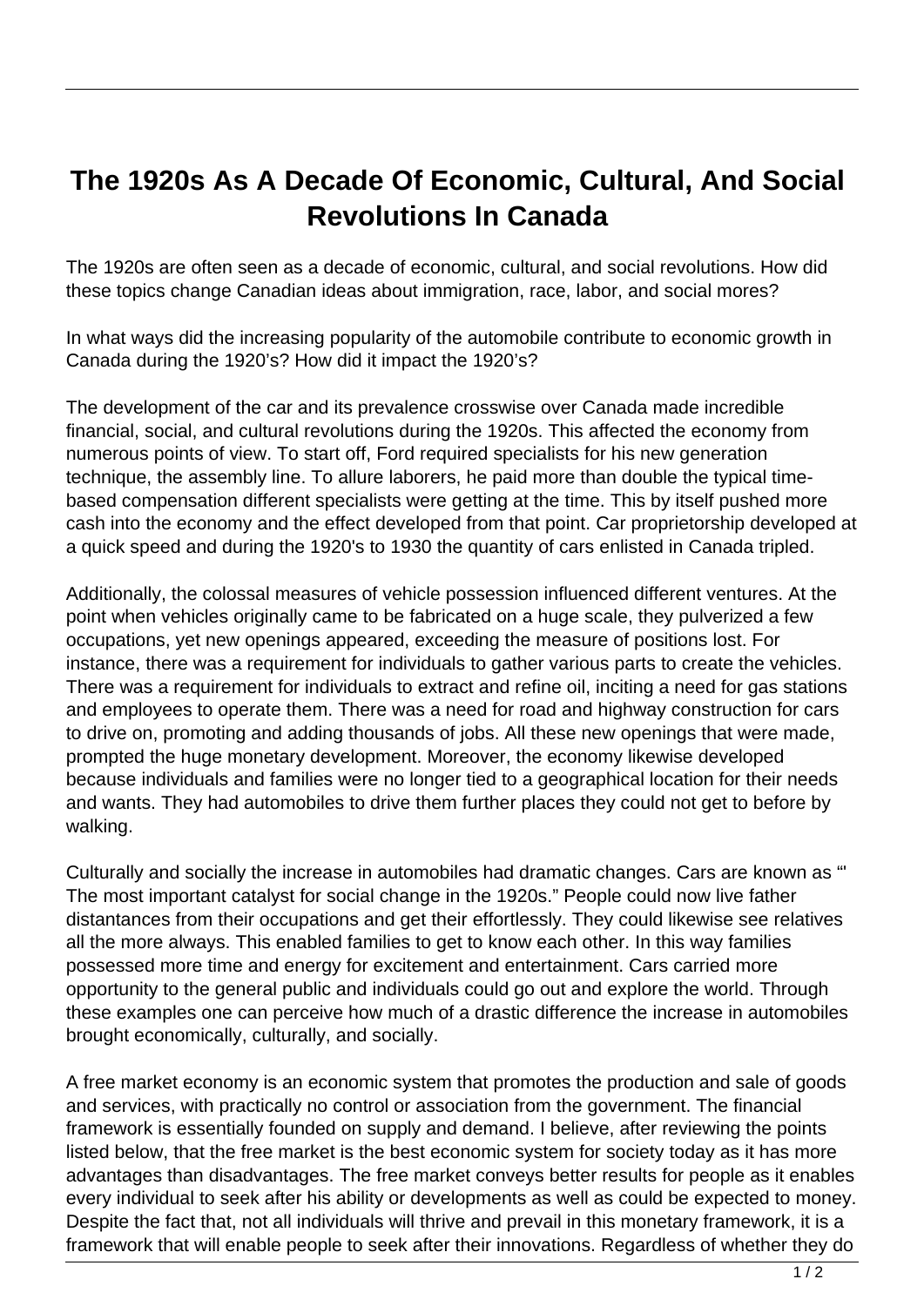# The 1920s As A Decade Of Economic, Cultural, And Social Revolutions In Canada

The 1920s are often seen as a decade of economic, cultural, and social revolutions. How did these topics change Canadian ideas about immigration, race, labor, and social mores?

In what ways did the increasing popularity of the automobile contribute to economic growth in Canada during the 1920's? How did it impact the 1920's?

The development of the car and its prevalence crosswise over Canada made incredible financial, social, and cultural revolutions during the 1920s. This affected the economy from numerous points of view. To start off, Ford required specialists for his new generation technique, the assembly line. To allure laborers, he paid more than double the typical time-based compensation different specialists were getting at the time. This by itself pushed more cash into the economy and the effect developed from that point. Car proprietorship developed at a quick speed and during the 1920's to 1930 the quantity of cars enlisted in Canada tripled.

Additionally, the colossal measures of vehicle possession influenced different ventures. At the point when vehicles originally came to be fabricated on a huge scale, they pulverized a few occupations, yet new openings appeared, exceeding the measure of positions lost. For instance, there was a requirement for individuals to gather various parts to create the vehicles. There was a requirement for individuals to extract and refine oil, inciting a need for gas stations and employees to operate them. There was a need for road and highway construction for cars to drive on, promoting and adding thousands of jobs. All these new openings that were made, prompted the huge monetary development. Moreover, the economy likewise developed because individuals and families were no longer tied to a geographical location for their needs and wants. They had automobiles to drive them further places they could not get to before by walking.

Culturally and socially the increase in automobiles had dramatic changes. Cars are known as "' The most important catalyst for social change in the 1920s." People could now live father distantances from their occupations and get their effortlessly. They could likewise see relatives all the more always. This enabled families to get to know each other. In this way families possessed more time and energy for excitement and entertainment. Cars carried more opportunity to the general public and individuals could go out and explore the world. Through these examples one can perceive how much of a drastic difference the increase in automobiles brought economically, culturally, and socially.

A free market economy is an economic system that promotes the production and sale of goods and services, with practically no control or association from the government. The financial framework is essentially founded on supply and demand. I believe, after reviewing the points listed below, that the free market is the best economic system for society today as it has more advantages than disadvantages. The free market conveys better results for people as it enables every individual to seek after his ability or developments as well as could be expected to money. Despite the fact that, not all individuals will thrive and prevail in this monetary framework, it is a framework that will enable people to seek after their innovations. Regardless of whether they do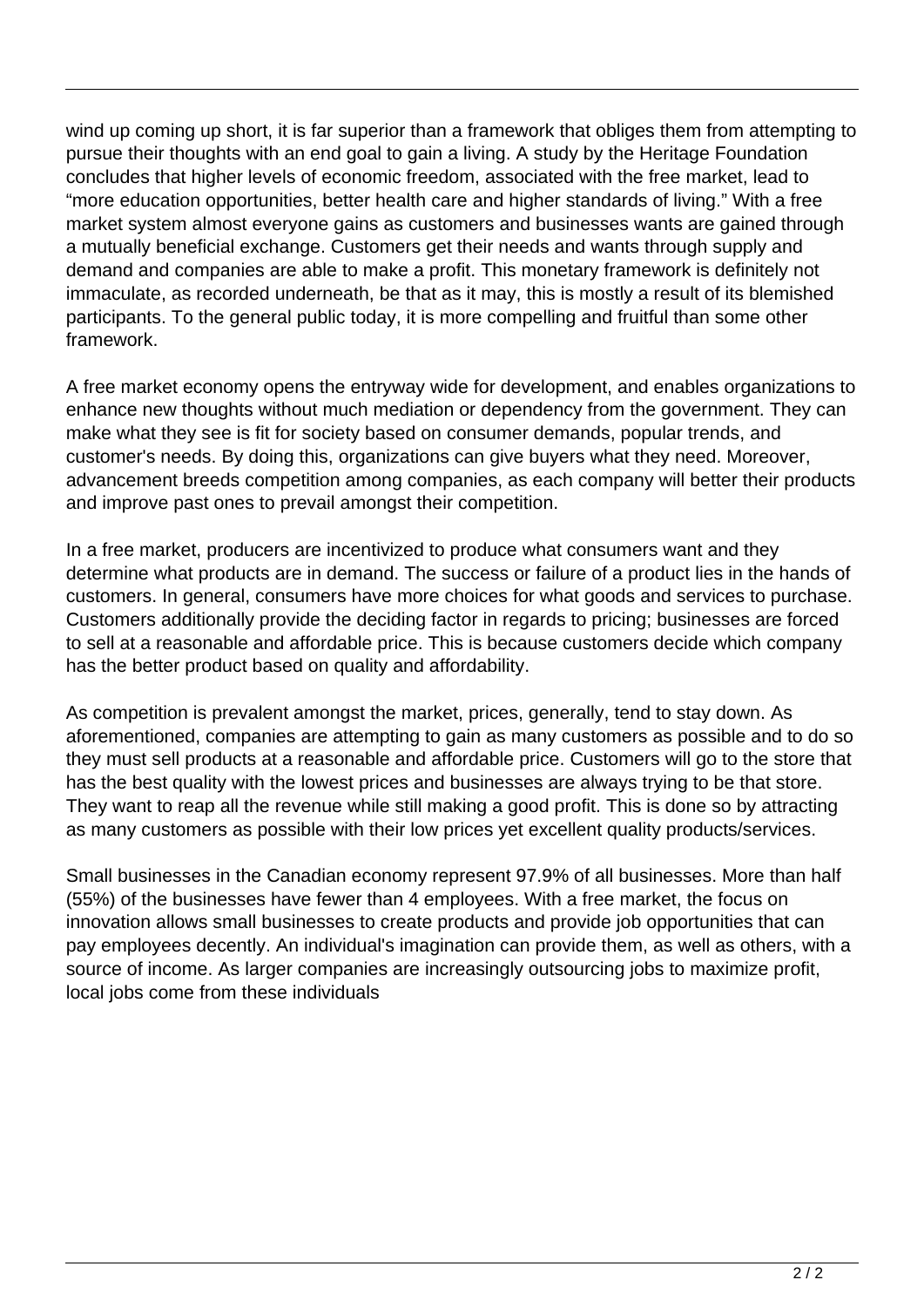wind up coming up short, it is far superior than a framework that obliges them from attempting to pursue their thoughts with an end goal to gain a living. A study by the Heritage Foundation concludes that higher levels of economic freedom, associated with the free market, lead to “more education opportunities, better health care and higher standards of living.” With a free market system almost everyone gains as customers and businesses wants are gained through a mutually beneficial exchange. Customers get their needs and wants through supply and demand and companies are able to make a profit. This monetary framework is definitely not immaculate, as recorded underneath, be that as it may, this is mostly a result of its blemished participants. To the general public today, it is more compelling and fruitful than some other framework.

A free market economy opens the entryway wide for development, and enables organizations to enhance new thoughts without much mediation or dependency from the government. They can make what they see is fit for society based on consumer demands, popular trends, and customer's needs. By doing this, organizations can give buyers what they need. Moreover, advancement breeds competition among companies, as each company will better their products and improve past ones to prevail amongst their competition.

In a free market, producers are incentivized to produce what consumers want and they determine what products are in demand. The success or failure of a product lies in the hands of customers. In general, consumers have more choices for what goods and services to purchase. Customers additionally provide the deciding factor in regards to pricing; businesses are forced to sell at a reasonable and affordable price. This is because customers decide which company has the better product based on quality and affordability.

As competition is prevalent amongst the market, prices, generally, tend to stay down. As aforementioned, companies are attempting to gain as many customers as possible and to do so they must sell products at a reasonable and affordable price. Customers will go to the store that has the best quality with the lowest prices and businesses are always trying to be that store. They want to reap all the revenue while still making a good profit. This is done so by attracting as many customers as possible with their low prices yet excellent quality products/services.

Small businesses in the Canadian economy represent 97.9% of all businesses. More than half (55%) of the businesses have fewer than 4 employees. With a free market, the focus on innovation allows small businesses to create products and provide job opportunities that can pay employees decently. An individual's imagination can provide them, as well as others, with a source of income. As larger companies are increasingly outsourcing jobs to maximize profit, local jobs come from these individuals